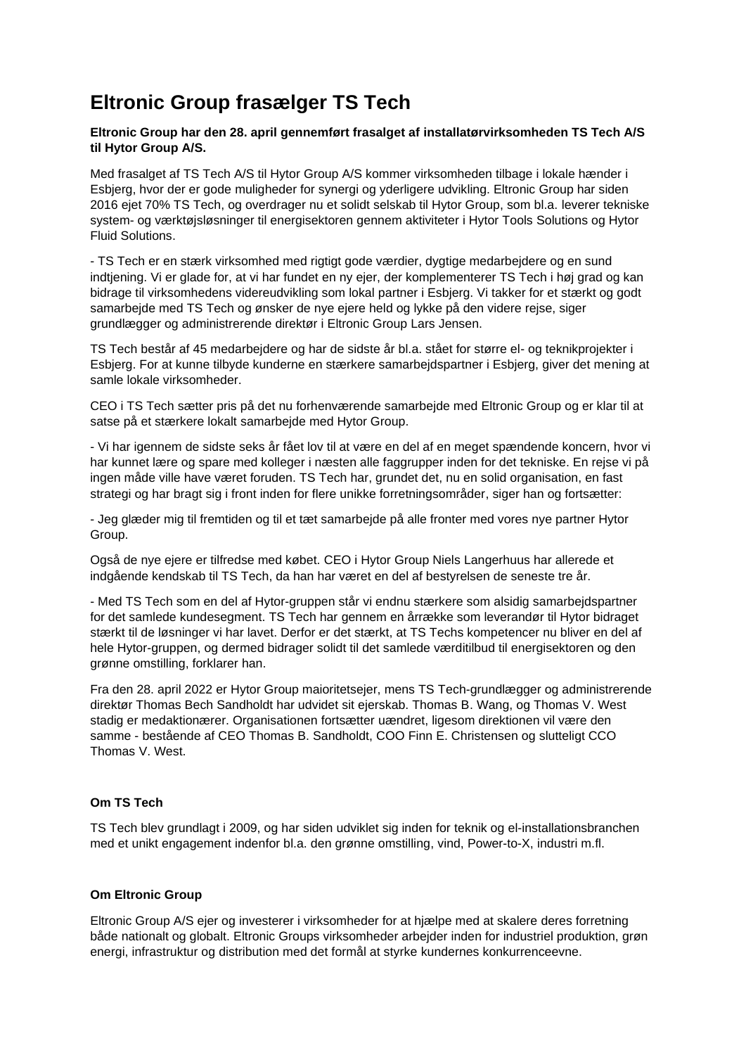# Eltronic Group frasælger TS Tech

**Eltronic Group har den 28. april gennemført frasalget af installatørvirksomheden TS Tech A/S til Hytor Group A/S.**

Med frasalget af TS Tech A/S til Hytor Group A/S kommer virksomheden tilbage i lokale hænder i Esbjerg, hvor der er gode muligheder for synergi og yderligere udvikling. Eltronic Group har siden 2016 ejet 70% TS Tech, og overdrager nu et solidt selskab til Hytor Group, som bl.a. leverer tekniske system- og værktøjsløsninger til energisektoren gennem aktiviteter i Hytor Tools Solutions og Hytor Fluid Solutions.

- TS Tech er en stærk virksomhed med rigtigt gode værdier, dygtige medarbejdere og en sund indtjening. Vi er glade for, at vi har fundet en ny ejer, der komplementerer TS Tech i høj grad og kan bidrage til virksomhedens videreudvikling som lokal partner i Esbjerg. Vi takker for et stærkt og godt samarbejde med TS Tech og ønsker de nye ejere held og lykke på den videre rejse, siger grundlægger og administrerende direktør i Eltronic Group Lars Jensen.

TS Tech består af 45 medarbejdere og har de sidste år bl.a. stået for større el- og teknikprojekter i Esbjerg. For at kunne tilbyde kunderne en stærkere samarbejdspartner i Esbjerg, giver det mening at samle lokale virksomheder.

CEO i TS Tech sætter pris på det nu forhenværende samarbejde med Eltronic Group og er klar til at satse på et stærkere lokalt samarbejde med Hytor Group.

- Vi har igennem de sidste seks år fået lov til at være en del af en meget spændende koncern, hvor vi har kunnet lære og spare med kolleger i næsten alle faggrupper inden for det tekniske. En rejse vi på ingen måde ville have været foruden. TS Tech har, grundet det, nu en solid organisation, en fast strategi og har bragt sig i front inden for flere unikke forretningsområder, siger han og fortsætter:

- Jeg glæder mig til fremtiden og til et tæt samarbejde på alle fronter med vores nye partner Hytor Group.

Også de nye ejere er tilfredse med købet. CEO i Hytor Group Niels Langerhuus har allerede et indgående kendskab til TS Tech, da han har været en del af bestyrelsen de seneste tre år.

- Med TS Tech som en del af Hytor-gruppen står vi endnu stærkere som alsidig samarbejdspartner for det samlede kundesegment. TS Tech har gennem en årrække som leverandør til Hytor bidraget stærkt til de løsninger vi har lavet. Derfor er det stærkt, at TS Techs kompetencer nu bliver en del af hele Hytor-gruppen, og dermed bidrager solidt til det samlede værditilbud til energisektoren og den grønne omstilling, forklarer han.

Fra den 28. april 2022 er Hytor Group majoritetsejer, mens TS Tech-grundlægger og administrerende direktør Thomas Bech Sandholdt har udvidet sit ejerskab. Thomas B. Wang, og Thomas V. West stadig er medaktionærer. Organisationen fortsætter uændret, ligesom direktionen vil være den samme - bestående af CEO Thomas B. Sandholdt, COO Finn E. Christensen og slutteligt CCO Thomas V. West.

**Om TS Tech**

TS Tech blev grundlagt i 2009, og har siden udviklet sig inden for teknik og el-installationsbranchen med et unikt engagement indenfor bl.a. den grønne omstilling, vind, Power-to-X, industri m.fl.

**Om Eltronic Group**

Eltronic Group A/S ejer og investerer i virksomheder for at hjælpe med at skalere deres forretning både nationalt og globalt. Eltronic Groups virksomheder arbejder inden for industriel produktion, grøn energi, infrastruktur og distribution med det formål at styrke kundernes konkurrenceevne.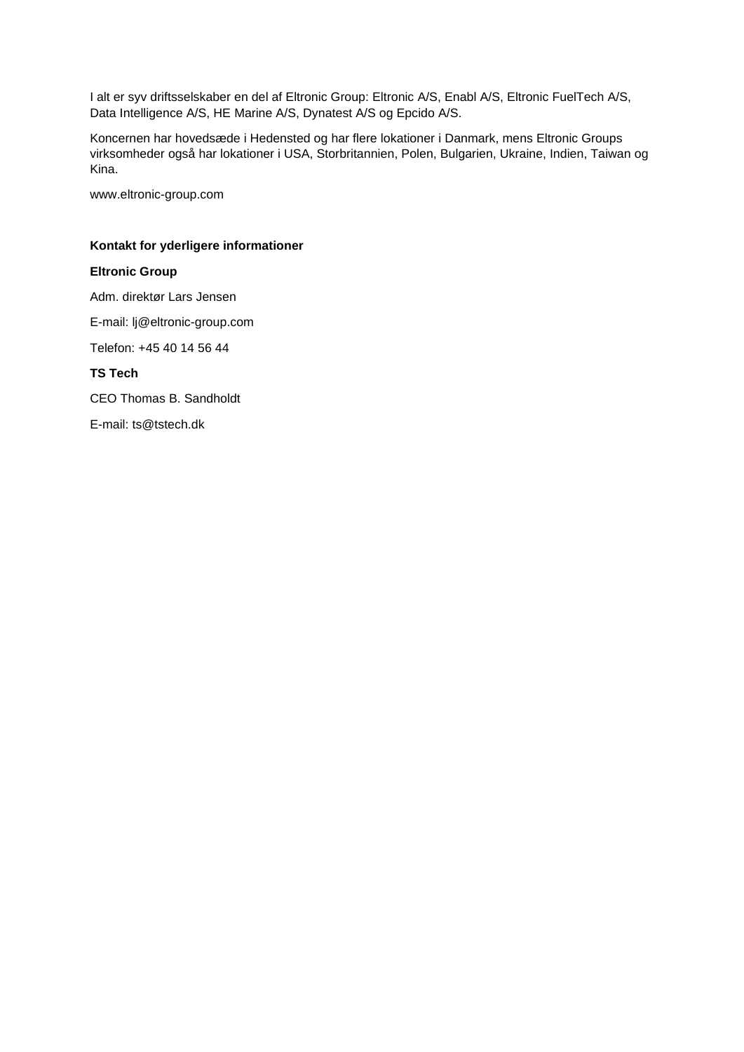I alt er syv driftsselskaber en del af Eltronic Group: Eltronic A/S, Enabl A/S, Eltronic FuelTech A/S, Data Intelligence A/S, HE Marine A/S, Dynatest A/S og Epcido A/S.

Koncernen har hovedsæde i Hedensted og har flere lokationer i Danmark, mens Eltronic Groups virksomheder også har lokationer i USA, Storbritannien, Polen, Bulgarien, Ukraine, Indien, Taiwan og Kina.

www.eltronic-group.com

**Kontakt for yderligere informationer**

**Eltronic Group**

Adm. direktør Lars Jensen

E-mail: lj@eltronic-group.com

Telefon: +45 40 14 56 44

**TS Tech**

CEO Thomas B. Sandholdt

E-mail: ts@tstech.dk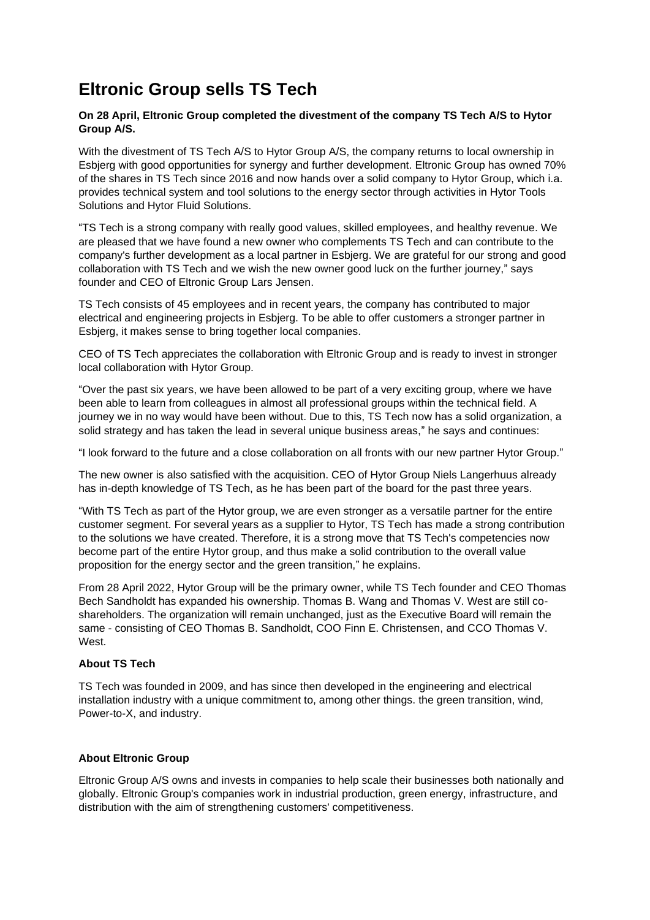# Eltronic Group sells TS Tech

**On 28 April, Eltronic Group completed the divestment of the company TS Tech A/S to Hytor Group A/S.**

With the divestment of TS Tech A/S to Hytor Group A/S, the company returns to local ownership in Esbjerg with good opportunities for synergy and further development. Eltronic Group has owned 70% of the shares in TS Tech since 2016 and now hands over a solid company to Hytor Group, which i.a. provides technical system and tool solutions to the energy sector through activities in Hytor Tools Solutions and Hytor Fluid Solutions.

"TS Tech is a strong company with really good values, skilled employees, and healthy revenue. We are pleased that we have found a new owner who complements TS Tech and can contribute to the company's further development as a local partner in Esbjerg. We are grateful for our strong and good collaboration with TS Tech and we wish the new owner good luck on the further journey," says founder and CEO of Eltronic Group Lars Jensen.

TS Tech consists of 45 employees and in recent years, the company has contributed to major electrical and engineering projects in Esbjerg. To be able to offer customers a stronger partner in Esbjerg, it makes sense to bring together local companies.

CEO of TS Tech appreciates the collaboration with Eltronic Group and is ready to invest in stronger local collaboration with Hytor Group.

"Over the past six years, we have been allowed to be part of a very exciting group, where we have been able to learn from colleagues in almost all professional groups within the technical field. A journey we in no way would have been without. Due to this, TS Tech now has a solid organization, a solid strategy and has taken the lead in several unique business areas," he says and continues:

"I look forward to the future and a close collaboration on all fronts with our new partner Hytor Group."

The new owner is also satisfied with the acquisition. CEO of Hytor Group Niels Langerhuus already has in-depth knowledge of TS Tech, as he has been part of the board for the past three years.

"With TS Tech as part of the Hytor group, we are even stronger as a versatile partner for the entire customer segment. For several years as a supplier to Hytor, TS Tech has made a strong contribution to the solutions we have created. Therefore, it is a strong move that TS Tech's competencies now become part of the entire Hytor group, and thus make a solid contribution to the overall value proposition for the energy sector and the green transition," he explains.

From 28 April 2022, Hytor Group will be the primary owner, while TS Tech founder and CEO Thomas Bech Sandholdt has expanded his ownership. Thomas B. Wang and Thomas V. West are still co-shareholders. The organization will remain unchanged, just as the Executive Board will remain the same - consisting of CEO Thomas B. Sandholdt, COO Finn E. Christensen, and CCO Thomas V. West.

**About TS Tech**

TS Tech was founded in 2009, and has since then developed in the engineering and electrical installation industry with a unique commitment to, among other things. the green transition, wind, Power-to-X, and industry.

**About Eltronic Group**

Eltronic Group A/S owns and invests in companies to help scale their businesses both nationally and globally. Eltronic Group's companies work in industrial production, green energy, infrastructure, and distribution with the aim of strengthening customers' competitiveness.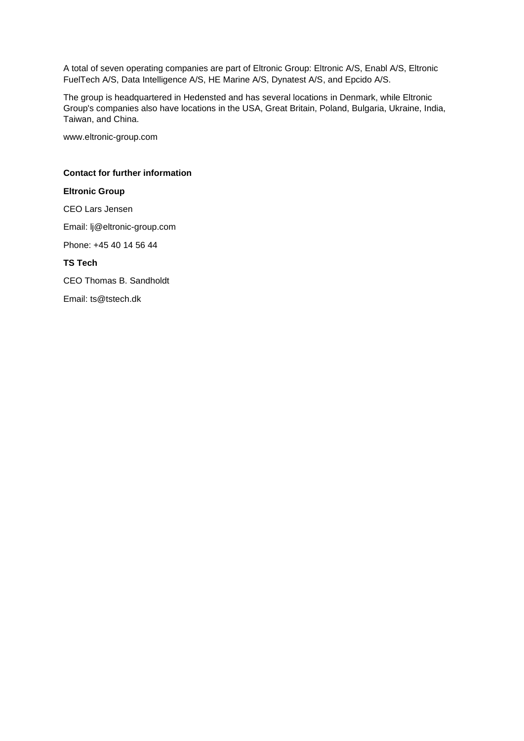A total of seven operating companies are part of Eltronic Group: Eltronic A/S, Enabl A/S, Eltronic FuelTech A/S, Data Intelligence A/S, HE Marine A/S, Dynatest A/S, and Epcido A/S.

The group is headquartered in Hedensted and has several locations in Denmark, while Eltronic Group's companies also have locations in the USA, Great Britain, Poland, Bulgaria, Ukraine, India, Taiwan, and China.

www.eltronic-group.com

**Contact for further information**

**Eltronic Group**

CEO Lars Jensen

Email: lj@eltronic-group.com

Phone: +45 40 14 56 44

**TS Tech**

CEO Thomas B. Sandholdt

Email: ts@tstech.dk